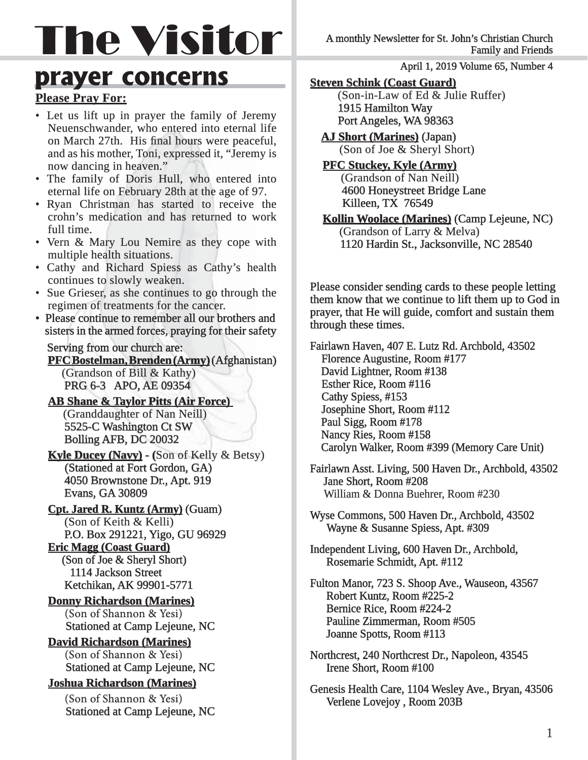# The Visitor

A monthly Newsletter for St. John's Christian Church Family and Friends

April 1, 2019 Volume 65, Number 4

## prayer concerns

**Please Pray For:**

- Let us lift up in prayer the family of Jeremy Neuenschwander, who entered into eternal life on March 27th. His final hours were peaceful, and as his mother, Toni, expressed it, "Jeremy is now dancing in heaven."
- The family of Doris Hull, who entered into eternal life on February 28th at the age of 97.
- Ryan Christman has started to receive the crohn's medication and has returned to work full time.
- Vern & Mary Lou Nemire as they cope with multiple health situations.
- Cathy and Richard Spiess as Cathy's health continues to slowly weaken.
- Sue Grieser, as she continues to go through the regimen of treatments for the cancer.
- Please continue to remember all our brothers and sisters in the armed forces, praying for their safety

Serving from our church are:

**PFC Bostelman, Brenden (Army)** (Afghanistan)
(Grandson of Bill & Kathy)
PRG 6-3 APO, AE 09354

**AB Shane & Taylor Pitts (Air Force)**
(Granddaughter of Nan Neill)
5525-C Washington Ct SW
Bolling AFB, DC 20032

**Kyle Ducey (Navy)** - (Son of Kelly & Betsy)
(Stationed at Fort Gordon, GA)
4050 Brownstone Dr., Apt. 919
Evans, GA 30809

**Cpt. Jared R. Kuntz (Army)** (Guam)
(Son of Keith & Kelli)
P.O. Box 291221, Yigo, GU 96929

**Eric Magg (Coast Guard)**
(Son of Joe & Sheryl Short)
1114 Jackson Street
Ketchikan, AK 99901-5771

**Donny Richardson (Marines)**
(Son of Shannon & Yesi)
Stationed at Camp Lejeune, NC

**David Richardson (Marines)**
(Son of Shannon & Yesi)
Stationed at Camp Lejeune, NC

**Joshua Richardson (Marines)**
(Son of Shannon & Yesi)
Stationed at Camp Lejeune, NC

**Steven Schink (Coast Guard)**
(Son-in-Law of Ed & Julie Ruffer)
1915 Hamilton Way
Port Angeles, WA 98363

**AJ Short (Marines)** (Japan)
(Son of Joe & Sheryl Short)

**PFC Stuckey, Kyle (Army)**
(Grandson of Nan Neill)
4600 Honeystreet Bridge Lane
Killeen, TX 76549

**Kollin Woolace (Marines)** (Camp Lejeune, NC)
(Grandson of Larry & Melva)
1120 Hardin St., Jacksonville, NC 28540

Please consider sending cards to these people letting them know that we continue to lift them up to God in prayer, that He will guide, comfort and sustain them through these times.

Fairlawn Haven, 407 E. Lutz Rd. Archbold, 43502
Florence Augustine, Room #177
David Lightner, Room #138
Esther Rice, Room #116
Cathy Spiess, #153
Josephine Short, Room #112
Paul Sigg, Room #178
Nancy Ries, Room #158
Carolyn Walker, Room #399 (Memory Care Unit)

Fairlawn Asst. Living, 500 Haven Dr., Archbold, 43502
Jane Short, Room #208
William & Donna Buehrer, Room #230

Wyse Commons, 500 Haven Dr., Archbold, 43502
Wayne & Susanne Spiess, Apt. #309

Independent Living, 600 Haven Dr., Archbold,
Rosemarie Schmidt, Apt. #112

Fulton Manor, 723 S. Shoop Ave., Wauseon, 43567
Robert Kuntz, Room #225-2
Bernice Rice, Room #224-2
Pauline Zimmerman, Room #505
Joanne Spotts, Room #113

Northcrest, 240 Northcrest Dr., Napoleon, 43545
Irene Short, Room #100

Genesis Health Care, 1104 Wesley Ave., Bryan, 43506
Verlene Lovejoy , Room 203B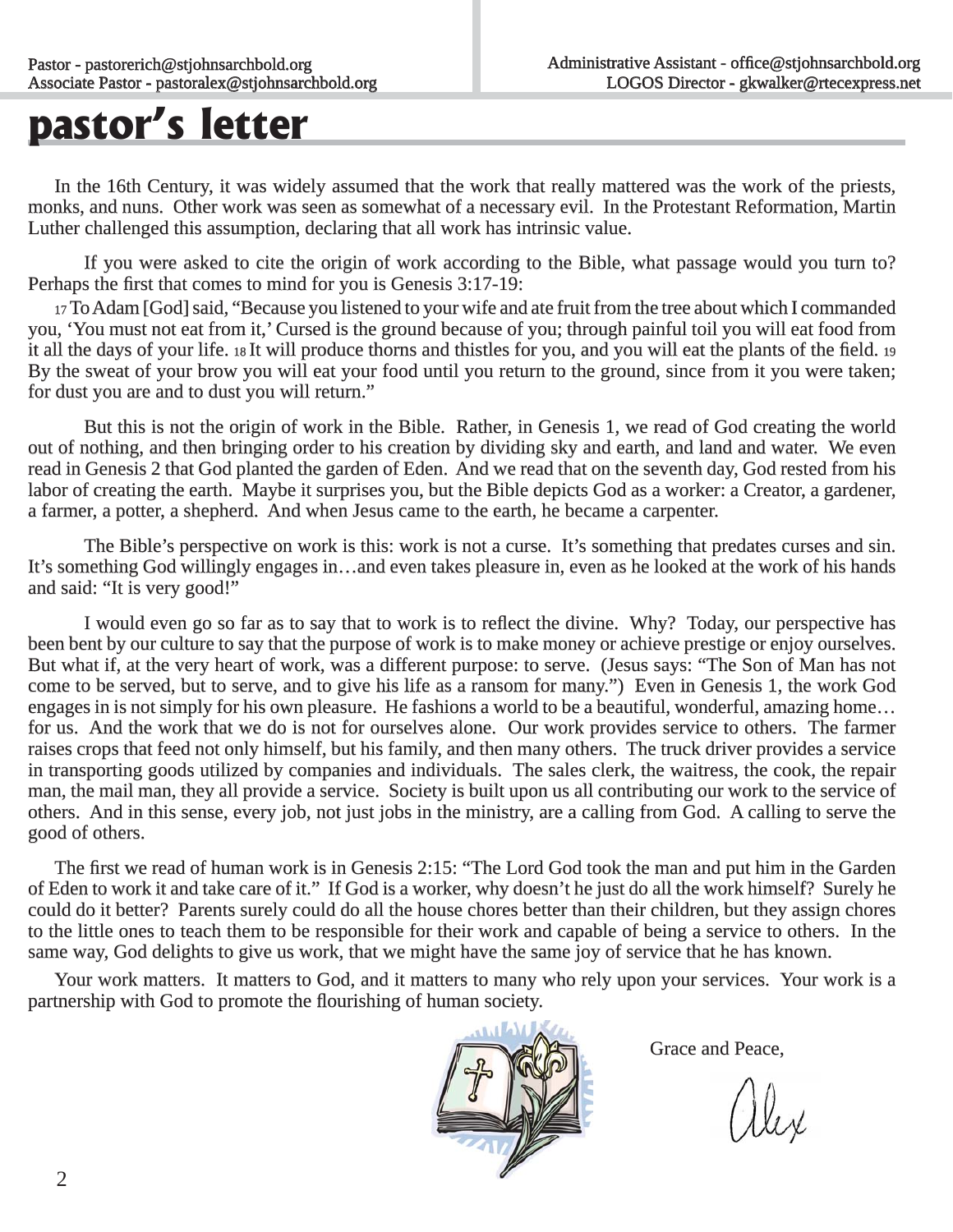Pastor - pastorerich@stjohnsarchbold.org
Associate Pastor - pastoralex@stjohnsarchbold.org

Administrative Assistant - office@stjohnsarchbold.org
LOGOS Director - gkwalker@rtecexpress.net

# pastor's letter

In the 16th Century, it was widely assumed that the work that really mattered was the work of the priests, monks, and nuns. Other work was seen as somewhat of a necessary evil. In the Protestant Reformation, Martin Luther challenged this assumption, declaring that all work has intrinsic value.

If you were asked to cite the origin of work according to the Bible, what passage would you turn to? Perhaps the first that comes to mind for you is Genesis 3:17-19:

17 To Adam [God] said, "Because you listened to your wife and ate fruit from the tree about which I commanded you, 'You must not eat from it,' Cursed is the ground because of you; through painful toil you will eat food from it all the days of your life. 18 It will produce thorns and thistles for you, and you will eat the plants of the field. 19 By the sweat of your brow you will eat your food until you return to the ground, since from it you were taken; for dust you are and to dust you will return."

But this is not the origin of work in the Bible. Rather, in Genesis 1, we read of God creating the world out of nothing, and then bringing order to his creation by dividing sky and earth, and land and water. We even read in Genesis 2 that God planted the garden of Eden. And we read that on the seventh day, God rested from his labor of creating the earth. Maybe it surprises you, but the Bible depicts God as a worker: a Creator, a gardener, a farmer, a potter, a shepherd. And when Jesus came to the earth, he became a carpenter.

The Bible's perspective on work is this: work is not a curse. It's something that predates curses and sin. It's something God willingly engages in…and even takes pleasure in, even as he looked at the work of his hands and said: "It is very good!"

I would even go so far as to say that to work is to reflect the divine. Why? Today, our perspective has been bent by our culture to say that the purpose of work is to make money or achieve prestige or enjoy ourselves. But what if, at the very heart of work, was a different purpose: to serve. (Jesus says: "The Son of Man has not come to be served, but to serve, and to give his life as a ransom for many.") Even in Genesis 1, the work God engages in is not simply for his own pleasure. He fashions a world to be a beautiful, wonderful, amazing home… for us. And the work that we do is not for ourselves alone. Our work provides service to others. The farmer raises crops that feed not only himself, but his family, and then many others. The truck driver provides a service in transporting goods utilized by companies and individuals. The sales clerk, the waitress, the cook, the repair man, the mail man, they all provide a service. Society is built upon us all contributing our work to the service of others. And in this sense, every job, not just jobs in the ministry, are a calling from God. A calling to serve the good of others.

The first we read of human work is in Genesis 2:15: "The Lord God took the man and put him in the Garden of Eden to work it and take care of it." If God is a worker, why doesn't he just do all the work himself? Surely he could do it better? Parents surely could do all the house chores better than their children, but they assign chores to the little ones to teach them to be responsible for their work and capable of being a service to others. In the same way, God delights to give us work, that we might have the same joy of service that he has known.

Your work matters. It matters to God, and it matters to many who rely upon your services. Your work is a partnership with God to promote the flourishing of human society.

Grace and Peace,

Alex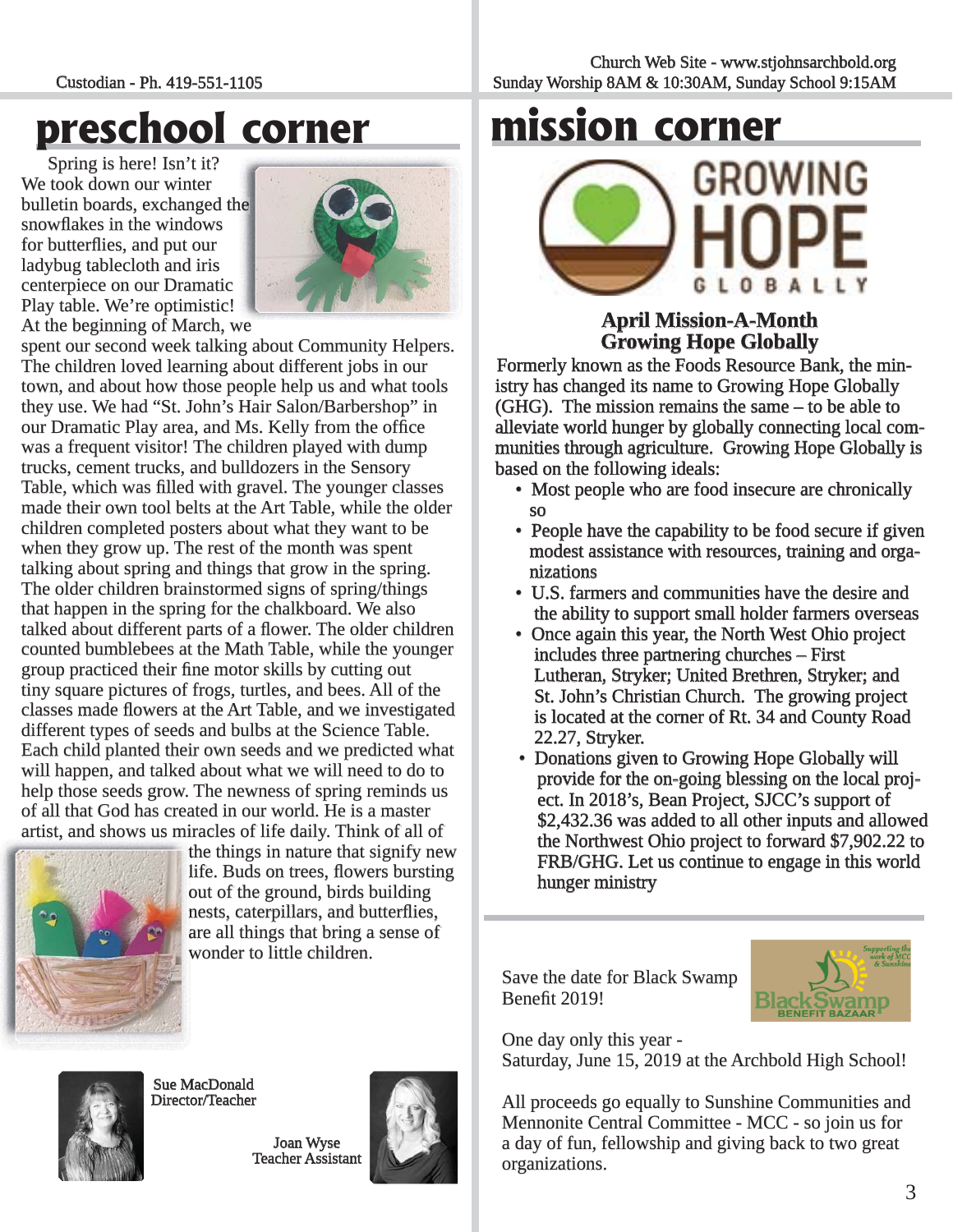# preschool corner

Spring is here! Isn't it? We took down our winter bulletin boards, exchanged the snowflakes in the windows for butterflies, and put our ladybug tablecloth and iris centerpiece on our Dramatic Play table. We're optimistic! At the beginning of March, we spent our second week talking about Community Helpers. The children loved learning about different jobs in our town, and about how those people help us and what tools they use. We had "St. John's Hair Salon/Barbershop" in our Dramatic Play area, and Ms. Kelly from the office was a frequent visitor! The children played with dump trucks, cement trucks, and bulldozers in the Sensory Table, which was filled with gravel. The younger classes made their own tool belts at the Art Table, while the older children completed posters about what they want to be when they grow up. The rest of the month was spent talking about spring and things that grow in the spring. The older children brainstormed signs of spring/things that happen in the spring for the chalkboard. We also talked about different parts of a flower. The older children counted bumblebees at the Math Table, while the younger group practiced their fine motor skills by cutting out tiny square pictures of frogs, turtles, and bees. All of the classes made flowers at the Art Table, and we investigated different types of seeds and bulbs at the Science Table. Each child planted their own seeds and we predicted what will happen, and talked about what we will need to do to help those seeds grow. The newness of spring reminds us of all that God has created in our world. He is a master artist, and shows us miracles of life daily. Think of all of the things in nature that signify new life. Buds on trees, flowers bursting out of the ground, birds building nests, caterpillars, and butterflies, are all things that bring a sense of wonder to little children.

Sue MacDonald
Director/Teacher

Joan Wyse
Teacher Assistant

# mission corner

### April Mission-A-Month
### Growing Hope Globally

Formerly known as the Foods Resource Bank, the ministry has changed its name to Growing Hope Globally (GHG). The mission remains the same – to be able to alleviate world hunger by globally connecting local communities through agriculture. Growing Hope Globally is based on the following ideals:

- Most people who are food insecure are chronically so
- People have the capability to be food secure if given modest assistance with resources, training and organizations
- U.S. farmers and communities have the desire and the ability to support small holder farmers overseas
- Once again this year, the North West Ohio project includes three partnering churches – First Lutheran, Stryker; United Brethren, Stryker; and St. John's Christian Church. The growing project is located at the corner of Rt. 34 and County Road 22.27, Stryker.
- Donations given to Growing Hope Globally will provide for the on-going blessing on the local project. In 2018's, Bean Project, SJCC's support of $2,432.36 was added to all other inputs and allowed the Northwest Ohio project to forward $7,902.22 to FRB/GHG. Let us continue to engage in this world hunger ministry

Save the date for Black Swamp Benefit 2019!

One day only this year -
Saturday, June 15, 2019 at the Archbold High School!

All proceeds go equally to Sunshine Communities and Mennonite Central Committee - MCC - so join us for a day of fun, fellowship and giving back to two great organizations.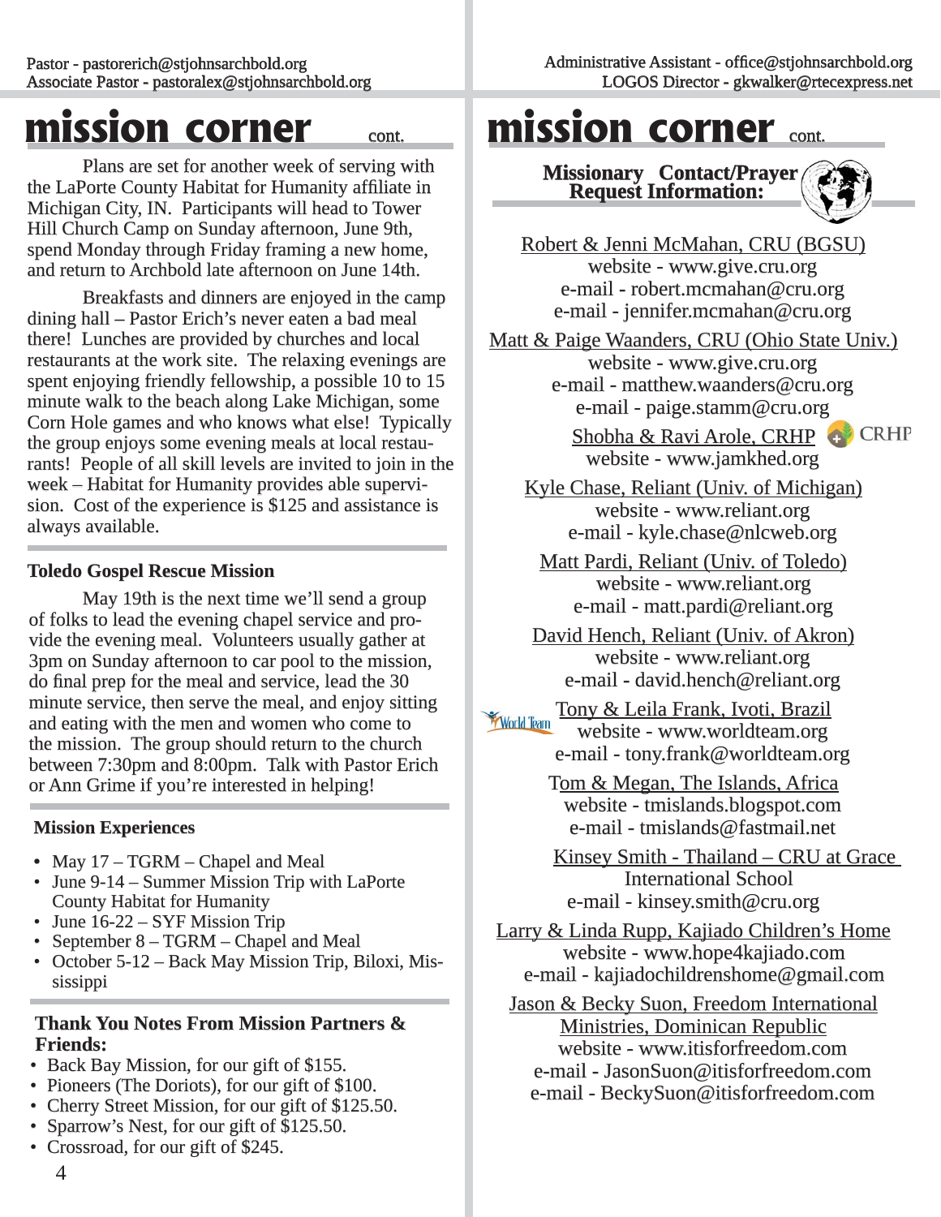# mission corner cont.

Plans are set for another week of serving with the LaPorte County Habitat for Humanity affiliate in Michigan City, IN. Participants will head to Tower Hill Church Camp on Sunday afternoon, June 9th, spend Monday through Friday framing a new home, and return to Archbold late afternoon on June 14th.

Breakfasts and dinners are enjoyed in the camp dining hall – Pastor Erich's never eaten a bad meal there! Lunches are provided by churches and local restaurants at the work site. The relaxing evenings are spent enjoying friendly fellowship, a possible 10 to 15 minute walk to the beach along Lake Michigan, some Corn Hole games and who knows what else! Typically the group enjoys some evening meals at local restaurants! People of all skill levels are invited to join in the week – Habitat for Humanity provides able supervision. Cost of the experience is $125 and assistance is always available.

### Toledo Gospel Rescue Mission

May 19th is the next time we'll send a group of folks to lead the evening chapel service and provide the evening meal. Volunteers usually gather at 3pm on Sunday afternoon to car pool to the mission, do final prep for the meal and service, lead the 30 minute service, then serve the meal, and enjoy sitting and eating with the men and women who come to the mission. The group should return to the church between 7:30pm and 8:00pm. Talk with Pastor Erich or Ann Grime if you're interested in helping!

### Mission Experiences

- May 17 – TGRM – Chapel and Meal
- June 9-14 – Summer Mission Trip with LaPorte County Habitat for Humanity
- June 16-22 – SYF Mission Trip
- September 8 – TGRM – Chapel and Meal
- October 5-12 – Back May Mission Trip, Biloxi, Mississippi

### Thank You Notes From Mission Partners & Friends:

- Back Bay Mission, for our gift of $155.
- Pioneers (The Doriots), for our gift of $100.
- Cherry Street Mission, for our gift of $125.50.
- Sparrow's Nest, for our gift of $125.50.
- Crossroad, for our gift of $245.

# mission corner cont.

### Missionary Contact/Prayer Request Information:

Robert & Jenni McMahan, CRU (BGSU)
website - www.give.cru.org
e-mail - robert.mcmahan@cru.org
e-mail - jennifer.mcmahan@cru.org

Matt & Paige Waanders, CRU (Ohio State Univ.)
website - www.give.cru.org
e-mail - matthew.waanders@cru.org
e-mail - paige.stamm@cru.org

Shobha & Ravi Arole, CRHP
website - www.jamkhed.org

Kyle Chase, Reliant (Univ. of Michigan)
website - www.reliant.org
e-mail - kyle.chase@nlcweb.org

Matt Pardi, Reliant (Univ. of Toledo)
website - www.reliant.org
e-mail - matt.pardi@reliant.org

David Hench, Reliant (Univ. of Akron)
website - www.reliant.org
e-mail - david.hench@reliant.org

Tony & Leila Frank, Ivoti, Brazil
website - www.worldteam.org
e-mail - tony.frank@worldteam.org

Tom & Megan, The Islands, Africa
website - tmislands.blogspot.com
e-mail - tmislands@fastmail.net

Kinsey Smith - Thailand – CRU at Grace International School
e-mail - kinsey.smith@cru.org

Larry & Linda Rupp, Kajiado Children's Home
website - www.hope4kajiado.com
e-mail - kajiadochildrenshome@gmail.com

Jason & Becky Suon, Freedom International Ministries, Dominican Republic
website - www.itisforfreedom.com
e-mail - JasonSuon@itisforfreedom.com
e-mail - BeckySuon@itisforfreedom.com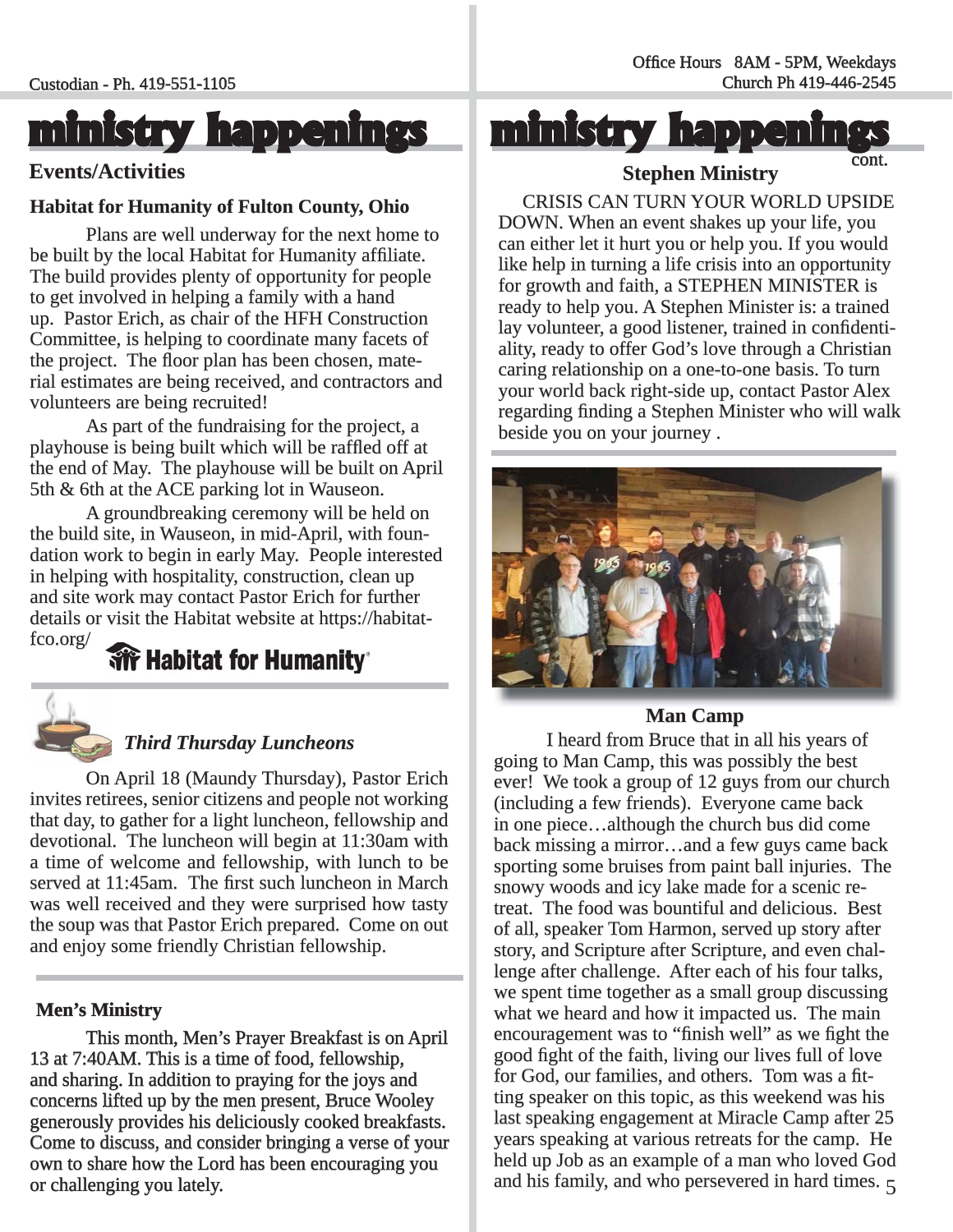## ministry happenings

### Events/Activities

**Habitat for Humanity of Fulton County, Ohio**

Plans are well underway for the next home to be built by the local Habitat for Humanity affiliate. The build provides plenty of opportunity for people to get involved in helping a family with a hand up. Pastor Erich, as chair of the HFH Construction Committee, is helping to coordinate many facets of the project. The floor plan has been chosen, material estimates are being received, and contractors and volunteers are being recruited!

As part of the fundraising for the project, a playhouse is being built which will be raffled off at the end of May. The playhouse will be built on April 5th & 6th at the ACE parking lot in Wauseon.

A groundbreaking ceremony will be held on the build site, in Wauseon, in mid-April, with foundation work to begin in early May. People interested in helping with hospitality, construction, clean up and site work may contact Pastor Erich for further details or visit the Habitat website at https://habitatfco.org/

Habitat for Humanity

***Third Thursday Luncheons***

On April 18 (Maundy Thursday), Pastor Erich invites retirees, senior citizens and people not working that day, to gather for a light luncheon, fellowship and devotional. The luncheon will begin at 11:30am with a time of welcome and fellowship, with lunch to be served at 11:45am. The first such luncheon in March was well received and they were surprised how tasty the soup was that Pastor Erich prepared. Come on out and enjoy some friendly Christian fellowship.

**Men's Ministry**

This month, Men's Prayer Breakfast is on April 13 at 7:40AM. This is a time of food, fellowship, and sharing. In addition to praying for the joys and concerns lifted up by the men present, Bruce Wooley generously provides his deliciously cooked breakfasts. Come to discuss, and consider bringing a verse of your own to share how the Lord has been encouraging you or challenging you lately.

## ministry happenings cont.

**Stephen Ministry**

CRISIS CAN TURN YOUR WORLD UPSIDE DOWN. When an event shakes up your life, you can either let it hurt you or help you. If you would like help in turning a life crisis into an opportunity for growth and faith, a STEPHEN MINISTER is ready to help you. A Stephen Minister is: a trained lay volunteer, a good listener, trained in confidentiality, ready to offer God's love through a Christian caring relationship on a one-to-one basis. To turn your world back right-side up, contact Pastor Alex regarding finding a Stephen Minister who will walk beside you on your journey .

**Man Camp**

I heard from Bruce that in all his years of going to Man Camp, this was possibly the best ever! We took a group of 12 guys from our church (including a few friends). Everyone came back in one piece…although the church bus did come back missing a mirror…and a few guys came back sporting some bruises from paint ball injuries. The snowy woods and icy lake made for a scenic retreat. The food was bountiful and delicious. Best of all, speaker Tom Harmon, served up story after story, and Scripture after Scripture, and even challenge after challenge. After each of his four talks, we spent time together as a small group discussing what we heard and how it impacted us. The main encouragement was to "finish well" as we fight the good fight of the faith, living our lives full of love for God, our families, and others. Tom was a fitting speaker on this topic, as this weekend was his last speaking engagement at Miracle Camp after 25 years speaking at various retreats for the camp. He held up Job as an example of a man who loved God and his family, and who persevered in hard times.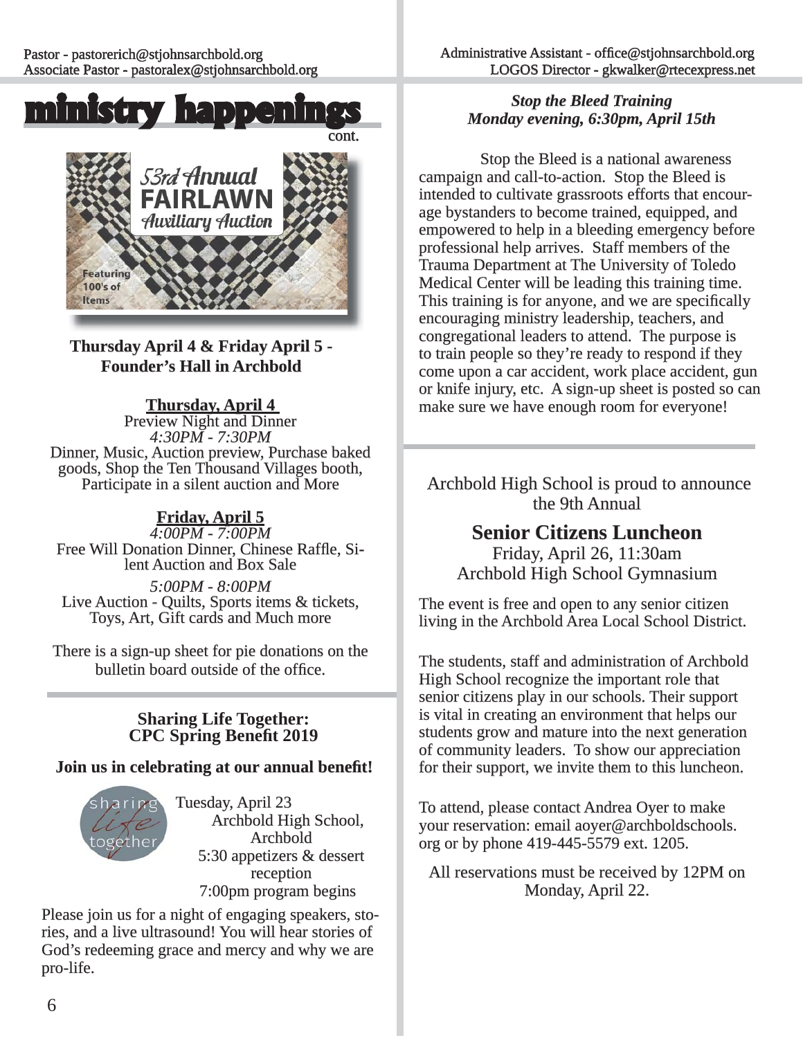# ministry happenings

cont.

53rd Annual FAIRLAWN Auxiliary Auction

Featuring 100's of Items

**Thursday April 4 & Friday April 5 - Founder's Hall in Archbold**

**Thursday, April 4**
Preview Night and Dinner
*4:30PM - 7:30PM*
Dinner, Music, Auction preview, Purchase baked goods, Shop the Ten Thousand Villages booth, Participate in a silent auction and More

**Friday, April 5**
*4:00PM - 7:00PM*
Free Will Donation Dinner, Chinese Raffle, Silent Auction and Box Sale

*5:00PM - 8:00PM*
Live Auction - Quilts, Sports items & tickets, Toys, Art, Gift cards and Much more

There is a sign-up sheet for pie donations on the bulletin board outside of the office.

---

## Sharing Life Together: CPC Spring Benefit 2019

**Join us in celebrating at our annual benefit!**

Tuesday, April 23
Archbold High School, Archbold
5:30 appetizers & dessert reception
7:00pm program begins

Please join us for a night of engaging speakers, stories, and a live ultrasound! You will hear stories of God's redeeming grace and mercy and why we are pro-life.

---

***Stop the Bleed Training***
***Monday evening, 6:30pm, April 15th***

Stop the Bleed is a national awareness campaign and call-to-action. Stop the Bleed is intended to cultivate grassroots efforts that encourage bystanders to become trained, equipped, and empowered to help in a bleeding emergency before professional help arrives. Staff members of the Trauma Department at The University of Toledo Medical Center will be leading this training time. This training is for anyone, and we are specifically encouraging ministry leadership, teachers, and congregational leaders to attend. The purpose is to train people so they're ready to respond if they come upon a car accident, work place accident, gun or knife injury, etc. A sign-up sheet is posted so can make sure we have enough room for everyone!

---

Archbold High School is proud to announce the 9th Annual

## Senior Citizens Luncheon

Friday, April 26, 11:30am
Archbold High School Gymnasium

The event is free and open to any senior citizen living in the Archbold Area Local School District.

The students, staff and administration of Archbold High School recognize the important role that senior citizens play in our schools. Their support is vital in creating an environment that helps our students grow and mature into the next generation of community leaders. To show our appreciation for their support, we invite them to this luncheon.

To attend, please contact Andrea Oyer to make your reservation: email aoyer@archboldschools.org or by phone 419-445-5579 ext. 1205.

All reservations must be received by 12PM on Monday, April 22.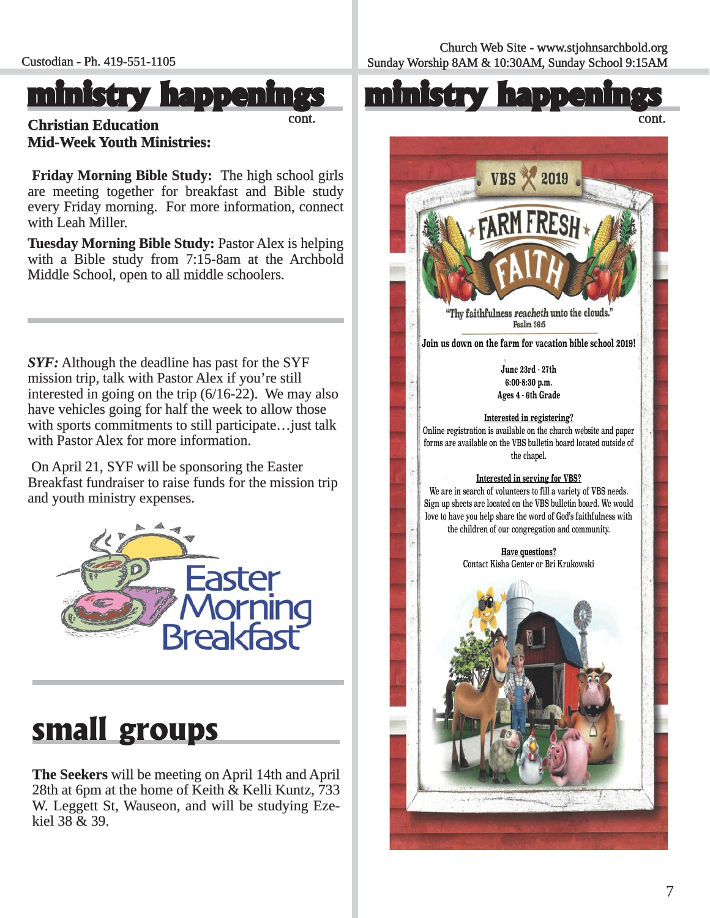# ministry happenings

cont.

**Christian Education**
**Mid-Week Youth Ministries:**

**Friday Morning Bible Study:** The high school girls are meeting together for breakfast and Bible study every Friday morning. For more information, connect with Leah Miller.

**Tuesday Morning Bible Study:** Pastor Alex is helping with a Bible study from 7:15-8am at the Archbold Middle School, open to all middle schoolers.

***SYF:*** Although the deadline has past for the SYF mission trip, talk with Pastor Alex if you're still interested in going on the trip (6/16-22). We may also have vehicles going for half the week to allow those with sports commitments to still participate…just talk with Pastor Alex for more information.

On April 21, SYF will be sponsoring the Easter Breakfast fundraiser to raise funds for the mission trip and youth ministry expenses.

Easter Morning Breakfast

# small groups

**The Seekers** will be meeting on April 14th and April 28th at 6pm at the home of Keith & Kelli Kuntz, 733 W. Leggett St, Wauseon, and will be studying Ezekiel 38 & 39.

# ministry happenings

cont.

VBS 2019

FARM FRESH FAITH

"Thy faithfulness reacheth unto the clouds."
Psalm 36:5

**Join us down on the farm for vacation bible school 2019!**

**June 23rd - 27th**
**6:00-8:30 p.m.**
**Ages 4 - 6th Grade**

**Interested in registering?**
Online registration is available on the church website and paper forms are available on the VBS bulletin board located outside of the chapel.

**Interested in serving for VBS?**
We are in search of volunteers to fill a variety of VBS needs. Sign up sheets are located on the VBS bulletin board. We would love to have you help share the word of God's faithfulness with the children of our congregation and community.

**Have questions?**
Contact Kisha Genter or Bri Krukowski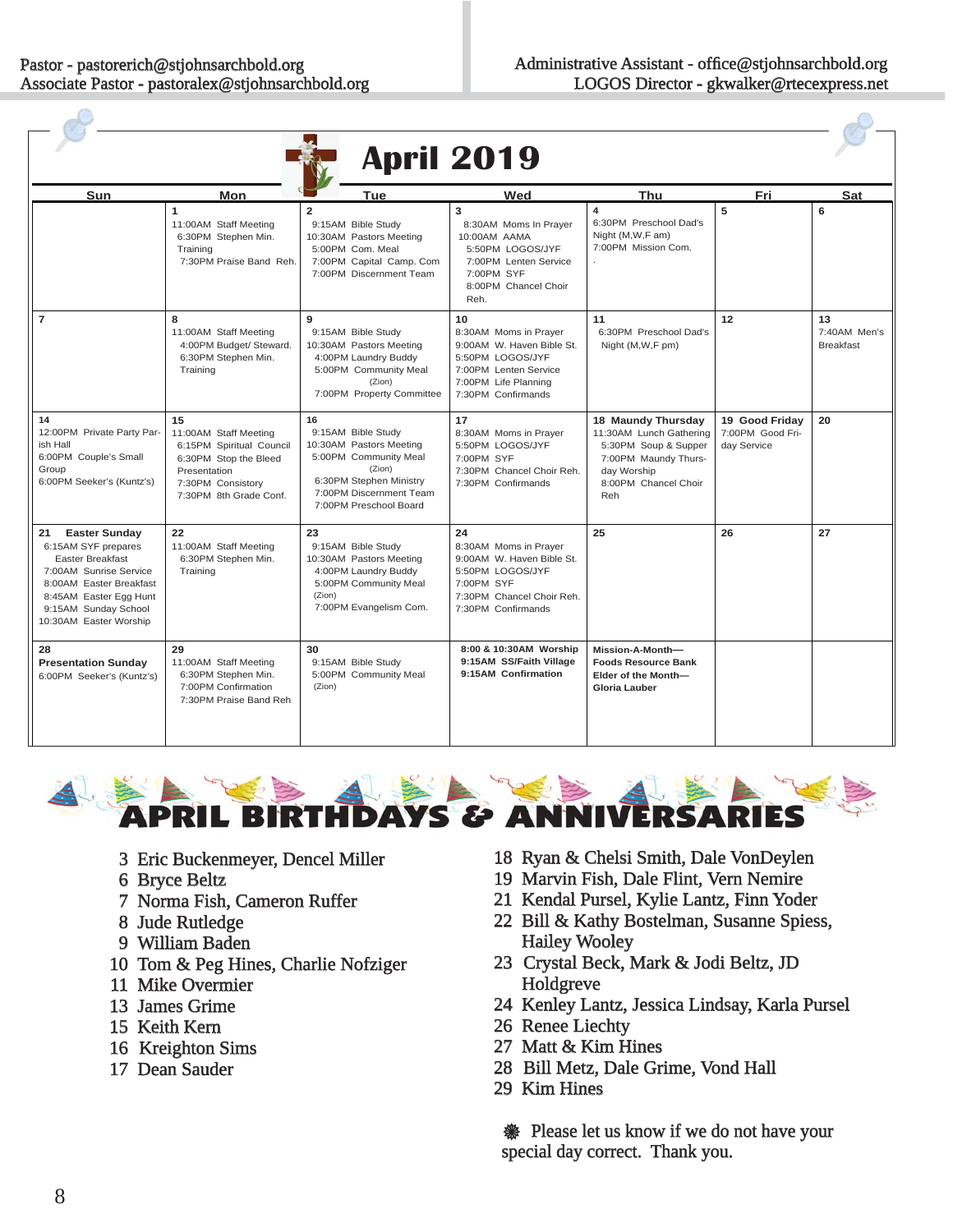Pastor - pastorerich@stjohnsarchbold.org
Associate Pastor - pastoralex@stjohnsarchbold.org

Administrative Assistant - office@stjohnsarchbold.org
LOGOS Director - gkwalker@rtecexpress.net

# April 2019

| Sun | Mon | Tue | Wed | Thu | Fri | Sat |
|---|---|---|---|---|---|---|
| | **1**<br>11:00AM Staff Meeting<br>6:30PM Stephen Min. Training<br>7:30PM Praise Band Reh. | **2**<br>9:15AM Bible Study<br>10:30AM Pastors Meeting<br>5:00PM Com. Meal<br>7:00PM Capital Camp. Com<br>7:00PM Discernment Team | **3**<br>8:30AM Moms In Prayer<br>10:00AM AAMA<br>5:50PM LOGOS/JYF<br>7:00PM Lenten Service<br>7:00PM SYF<br>8:00PM Chancel Choir Reh. | **4**<br>6:30PM Preschool Dad's Night (M,W,F am)<br>7:00PM Mission Com.<br>. | **5** | **6** |
| **7** | **8**<br>11:00AM Staff Meeting<br>4:00PM Budget/ Steward.<br>6:30PM Stephen Min. Training | **9**<br>9:15AM Bible Study<br>10:30AM Pastors Meeting<br>4:00PM Laundry Buddy<br>5:00PM Community Meal (Zion)<br>7:00PM Property Committee | **10**<br>8:30AM Moms in Prayer<br>9:00AM W. Haven Bible St.<br>5:50PM LOGOS/JYF<br>7:00PM Lenten Service<br>7:00PM Life Planning<br>7:30PM Confirmands | **11**<br>6:30PM Preschool Dad's Night (M,W,F pm) | **12** | **13**<br>7:40AM Men's Breakfast |
| **14**<br>12:00PM Private Party Parish Hall<br>6:00PM Couple's Small Group<br>6:00PM Seeker's (Kuntz's) | **15**<br>11:00AM Staff Meeting<br>6:15PM Spiritual Council<br>6:30PM Stop the Bleed Presentation<br>7:30PM Consistory<br>7:30PM 8th Grade Conf. | **16**<br>9:15AM Bible Study<br>10:30AM Pastors Meeting<br>5:00PM Community Meal (Zion)<br>6:30PM Stephen Ministry<br>7:00PM Discernment Team<br>7:00PM Preschool Board | **17**<br>8:30AM Moms in Prayer<br>5:50PM LOGOS/JYF<br>7:00PM SYF<br>7:30PM Chancel Choir Reh.<br>7:30PM Confirmands | **18 Maundy Thursday**<br>11:30AM Lunch Gathering<br>5:30PM Soup & Supper<br>7:00PM Maundy Thursday Worship<br>8:00PM Chancel Choir Reh | **19 Good Friday**<br>7:00PM Good Friday Service | **20** |
| **21 Easter Sunday**<br>6:15AM SYF prepares Easter Breakfast<br>7:00AM Sunrise Service<br>8:00AM Easter Breakfast<br>8:45AM Easter Egg Hunt<br>9:15AM Sunday School<br>10:30AM Easter Worship | **22**<br>11:00AM Staff Meeting<br>6:30PM Stephen Min. Training | **23**<br>9:15AM Bible Study<br>10:30AM Pastors Meeting<br>4:00PM Laundry Buddy<br>5:00PM Community Meal (Zion)<br>7:00PM Evangelism Com. | **24**<br>8:30AM Moms in Prayer<br>9:00AM W. Haven Bible St.<br>5:50PM LOGOS/JYF<br>7:00PM SYF<br>7:30PM Chancel Choir Reh.<br>7:30PM Confirmands | **25** | **26** | **27** |
| **28**<br>**Presentation Sunday**<br>6:00PM Seeker's (Kuntz's) | **29**<br>11:00AM Staff Meeting<br>6:30PM Stephen Min.<br>7:00PM Confirmation<br>7:30PM Praise Band Reh | **30**<br>9:15AM Bible Study<br>5:00PM Community Meal (Zion) | **8:00 & 10:30AM Worship**<br>**9:15AM SS/Faith Village**<br>**9:15AM Confirmation** | **Mission-A-Month—**<br>**Foods Resource Bank**<br>**Elder of the Month—**<br>**Gloria Lauber** | | |

# APRIL BIRTHDAYS & ANNIVERSARIES

3 Eric Buckenmeyer, Dencel Miller
6 Bryce Beltz
7 Norma Fish, Cameron Ruffer
8 Jude Rutledge
9 William Baden
10 Tom & Peg Hines, Charlie Nofziger
11 Mike Overmier
13 James Grime
15 Keith Kern
16 Kreighton Sims
17 Dean Sauder
18 Ryan & Chelsi Smith, Dale VonDeylen
19 Marvin Fish, Dale Flint, Vern Nemire
21 Kendal Pursel, Kylie Lantz, Finn Yoder
22 Bill & Kathy Bostelman, Susanne Spiess, Hailey Wooley
23 Crystal Beck, Mark & Jodi Beltz, JD Holdgreve
24 Kenley Lantz, Jessica Lindsay, Karla Pursel
26 Renee Liechty
27 Matt & Kim Hines
28 Bill Metz, Dale Grime, Vond Hall
29 Kim Hines

❁ Please let us know if we do not have your special day correct. Thank you.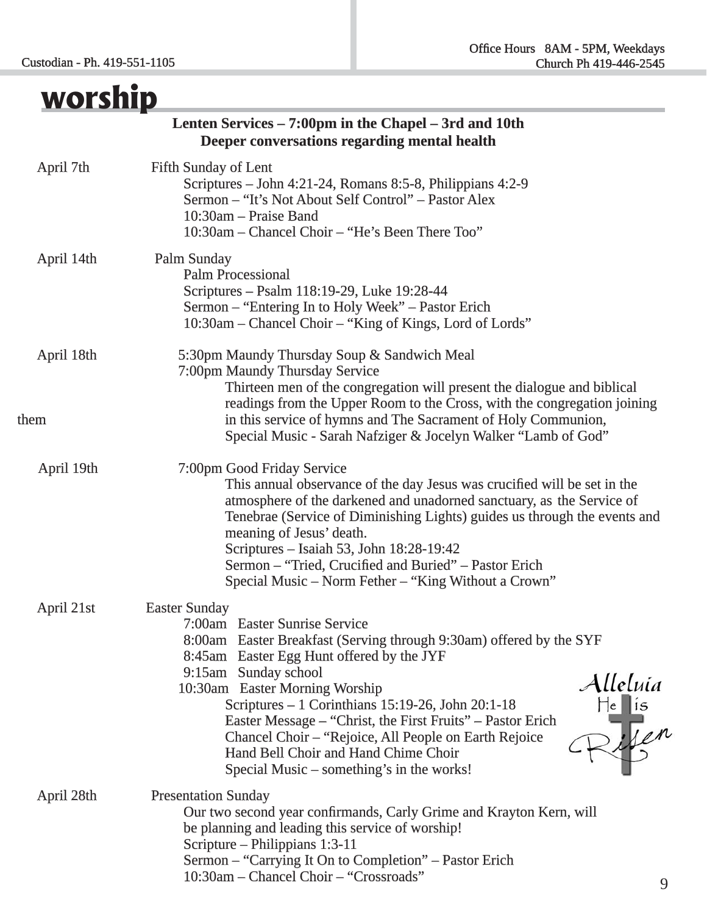# worship

**Lenten Services – 7:00pm in the Chapel – 3rd and 10th**
**Deeper conversations regarding mental health**

April 7th — Fifth Sunday of Lent

- Scriptures – John 4:21-24, Romans 8:5-8, Philippians 4:2-9
- Sermon – "It's Not About Self Control" – Pastor Alex
- 10:30am – Praise Band
- 10:30am – Chancel Choir – "He's Been There Too"

April 14th — Palm Sunday

- Palm Processional
- Scriptures – Psalm 118:19-29, Luke 19:28-44
- Sermon – "Entering In to Holy Week" – Pastor Erich
- 10:30am – Chancel Choir – "King of Kings, Lord of Lords"

April 18th

5:30pm Maundy Thursday Soup & Sandwich Meal

7:00pm Maundy Thursday Service

Thirteen men of the congregation will present the dialogue and biblical readings from the Upper Room to the Cross, with the congregation joining them in this service of hymns and The Sacrament of Holy Communion, Special Music - Sarah Nafziger & Jocelyn Walker "Lamb of God"

April 19th

7:00pm Good Friday Service

This annual observance of the day Jesus was crucified will be set in the atmosphere of the darkened and unadorned sanctuary, as the Service of Tenebrae (Service of Diminishing Lights) guides us through the events and meaning of Jesus' death.

- Scriptures – Isaiah 53, John 18:28-19:42
- Sermon – "Tried, Crucified and Buried" – Pastor Erich
- Special Music – Norm Fether – "King Without a Crown"

April 21st — Easter Sunday

- 7:00am Easter Sunrise Service
- 8:00am Easter Breakfast (Serving through 9:30am) offered by the SYF
- 8:45am Easter Egg Hunt offered by the JYF
- 9:15am Sunday school
- 10:30am Easter Morning Worship
  - Scriptures – 1 Corinthians 15:19-26, John 20:1-18
  - Easter Message – "Christ, the First Fruits" – Pastor Erich
  - Chancel Choir – "Rejoice, All People on Earth Rejoice
  - Hand Bell Choir and Hand Chime Choir
  - Special Music – something's in the works!

Alleluia He is Risen

April 28th — Presentation Sunday

Our two second year confirmands, Carly Grime and Krayton Kern, will be planning and leading this service of worship!

- Scripture – Philippians 1:3-11
- Sermon – "Carrying It On to Completion" – Pastor Erich
- 10:30am – Chancel Choir – "Crossroads"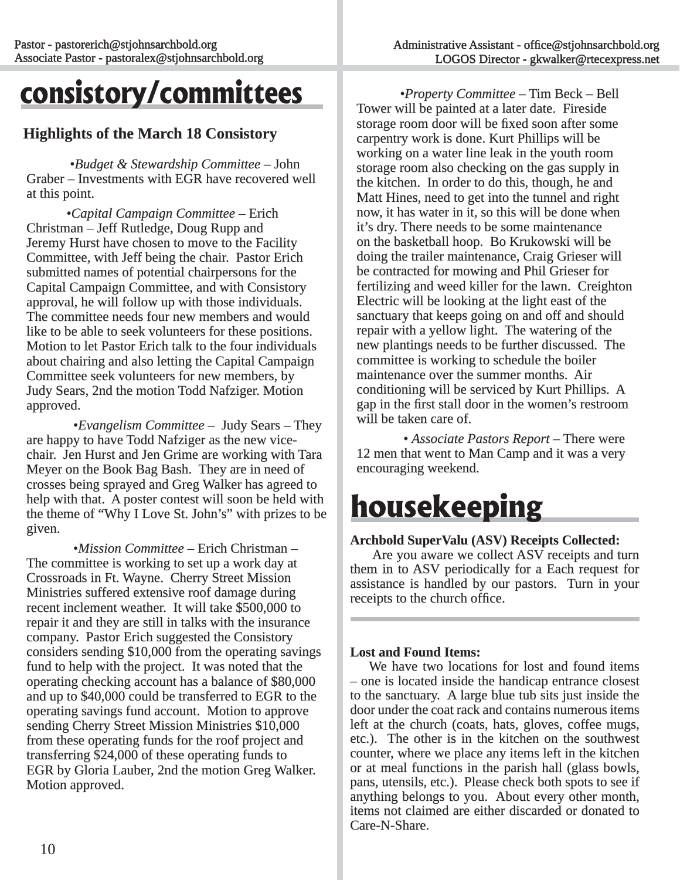# consistory/committees

## Highlights of the March 18 Consistory

•*Budget & Stewardship Committee* – John Graber – Investments with EGR have recovered well at this point.

•*Capital Campaign Committee* – Erich Christman – Jeff Rutledge, Doug Rupp and Jeremy Hurst have chosen to move to the Facility Committee, with Jeff being the chair. Pastor Erich submitted names of potential chairpersons for the Capital Campaign Committee, and with Consistory approval, he will follow up with those individuals. The committee needs four new members and would like to be able to seek volunteers for these positions. Motion to let Pastor Erich talk to the four individuals about chairing and also letting the Capital Campaign Committee seek volunteers for new members, by Judy Sears, 2nd the motion Todd Nafziger. Motion approved.

•*Evangelism Committee* – Judy Sears – They are happy to have Todd Nafziger as the new vice-chair. Jen Hurst and Jen Grime are working with Tara Meyer on the Book Bag Bash. They are in need of crosses being sprayed and Greg Walker has agreed to help with that. A poster contest will soon be held with the theme of "Why I Love St. John's" with prizes to be given.

•*Mission Committee* – Erich Christman – The committee is working to set up a work day at Crossroads in Ft. Wayne. Cherry Street Mission Ministries suffered extensive roof damage during recent inclement weather. It will take $500,000 to repair it and they are still in talks with the insurance company. Pastor Erich suggested the Consistory considers sending $10,000 from the operating savings fund to help with the project. It was noted that the operating checking account has a balance of $80,000 and up to $40,000 could be transferred to EGR to the operating savings fund account. Motion to approve sending Cherry Street Mission Ministries $10,000 from these operating funds for the roof project and transferring $24,000 of these operating funds to EGR by Gloria Lauber, 2nd the motion Greg Walker. Motion approved.

•*Property Committee* – Tim Beck – Bell Tower will be painted at a later date. Fireside storage room door will be fixed soon after some carpentry work is done. Kurt Phillips will be working on a water line leak in the youth room storage room also checking on the gas supply in the kitchen. In order to do this, though, he and Matt Hines, need to get into the tunnel and right now, it has water in it, so this will be done when it's dry. There needs to be some maintenance on the basketball hoop. Bo Krukowski will be doing the trailer maintenance, Craig Grieser will be contracted for mowing and Phil Grieser for fertilizing and weed killer for the lawn. Creighton Electric will be looking at the light east of the sanctuary that keeps going on and off and should repair with a yellow light. The watering of the new plantings needs to be further discussed. The committee is working to schedule the boiler maintenance over the summer months. Air conditioning will be serviced by Kurt Phillips. A gap in the first stall door in the women's restroom will be taken care of.

• *Associate Pastors Report* – There were 12 men that went to Man Camp and it was a very encouraging weekend.

# housekeeping

**Archbold SuperValu (ASV) Receipts Collected:**

Are you aware we collect ASV receipts and turn them in to ASV periodically for a Each request for assistance is handled by our pastors. Turn in your receipts to the church office.

**Lost and Found Items:**

We have two locations for lost and found items – one is located inside the handicap entrance closest to the sanctuary. A large blue tub sits just inside the door under the coat rack and contains numerous items left at the church (coats, hats, gloves, coffee mugs, etc.). The other is in the kitchen on the southwest counter, where we place any items left in the kitchen or at meal functions in the parish hall (glass bowls, pans, utensils, etc.). Please check both spots to see if anything belongs to you. About every other month, items not claimed are either discarded or donated to Care-N-Share.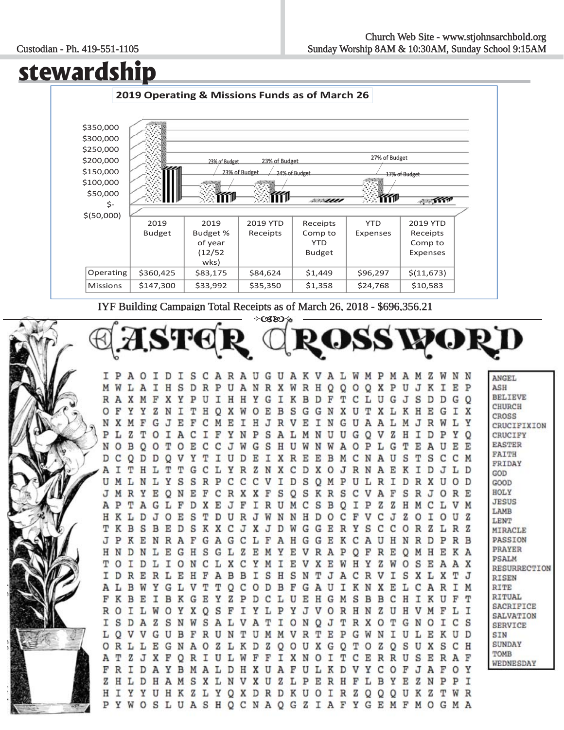## stewardship

**2019 Operating & Missions Funds as of March 26**

| | 2019 Budget | 2019 Budget % of year (12/52 wks) | 2019 YTD Receipts | Receipts Comp to YTD Budget | YTD Expenses | 2019 YTD Receipts Comp to Expenses |
|---|---|---|---|---|---|---|
| Operating | $360,425 | $83,175 | $84,624 | $1,449 | $96,297 | $(11,673) |
| Missions | $147,300 | $33,992 | $35,350 | $1,358 | $24,768 | $10,583 |

IYF Building Campaign Total Receipts as of March 26, 2018 - $696,356.21

# Easter Crossword

```
I P A O I D I S C A R A U G U A K V A L W M P M A M Z W N N
M W L A I H S D R P U A N R X W R H Q Q O Q X P U J K I E P
R A X M F X Y P U I H H Y G I K B D F T C L U G J S D D G Q
O F Y Y Z N I T H Q X W O E B S G G N X U T X L K H E G I X
N X M F G J E F C M E I H J R V E I N G U A A L M J R W L Y
P L Z T O I A C I F Y N P S A L M N U U G Q V Z H I D P Y Q
N O B Q O T O E C C J W G S H U W N W A O P L G T E A U E E
D C Q D D Q V Y T I U D E I X R E E B M C N A U S T S C C M
A I T H L T T G C L Y R Z N X C D X O J R N A E K I D J L D
U M L N L Y S S R P C C C V I D S Q M P U L R I D R X U O D
J M R Y E Q N E F C R X X F S Q S K R S C V A F S R J O R E
A P T A G L F D X E J F I R U M C S B Q I P Z Z H M C L V M
H K L D J O E S T D U R J W N N H D O C F V C J Z O I O U Z
T K B S B E D S K X C J X J D W G G E R Y S C C O R Z L R Z
J P K E N R A F G A G C L F A H G G E K C A U H N R D P R B
H N D N L E G H S G L Z E M Y E V R A P Q F R E Q M H E K A
T O I D L I O N C L X C Y M I E V X E W H Y Z W O S E A A X
I D R E R L E H F A B B I S H S N T J A C R V I S X L X T J
A L B W Y G L V T T Q C O D B F G A U I K N X E L C A R I M
F K B E I B K G E Y Z P D C L U E H G M S B B C H I K U F T
R O I L W O Y X Q S F I Y L P Y J V O R H N Z U H V M F L I
I S D A Z S N W S A L V A T I O N Q J T R X O T G N O I C S
L Q V V G U B F R U N T U M M V R T E P G W N I U L E K U D
O R L L E G N A O Z L K D Z Q O U X G Q T O Z Q S U X S C H
A T Z J X F Q R I U L W F F I X N O I T C E R R U S E R A F
F R I D A Y B M A L D H X U A F U L K D V Y C O F J A F O Y
Z H L D H A M S X L N V X U Z L P E R H F L B Y E Z N P P I
H I Y Y U H K Z L Y Q X D R D K U O I R Z Q Q Q U K Z T W R
P Y W O S L U A S H Q C N A Q G Z I A F Y G E M F M O G M A
```

- ANGEL
- ASH
- BELIEVE
- CHURCH
- CROSS
- CRUCIFIXION
- CRUCIFY
- EASTER
- FAITH
- FRIDAY
- GOD
- GOOD
- HOLY
- JESUS
- LAMB
- LENT
- MIRACLE
- PASSION
- PRAYER
- PSALM
- RESURRECTION
- RISEN
- RITE
- RITUAL
- SACRIFICE
- SALVATION
- SERVICE
- SIN
- SUNDAY
- TOMB
- WEDNESDAY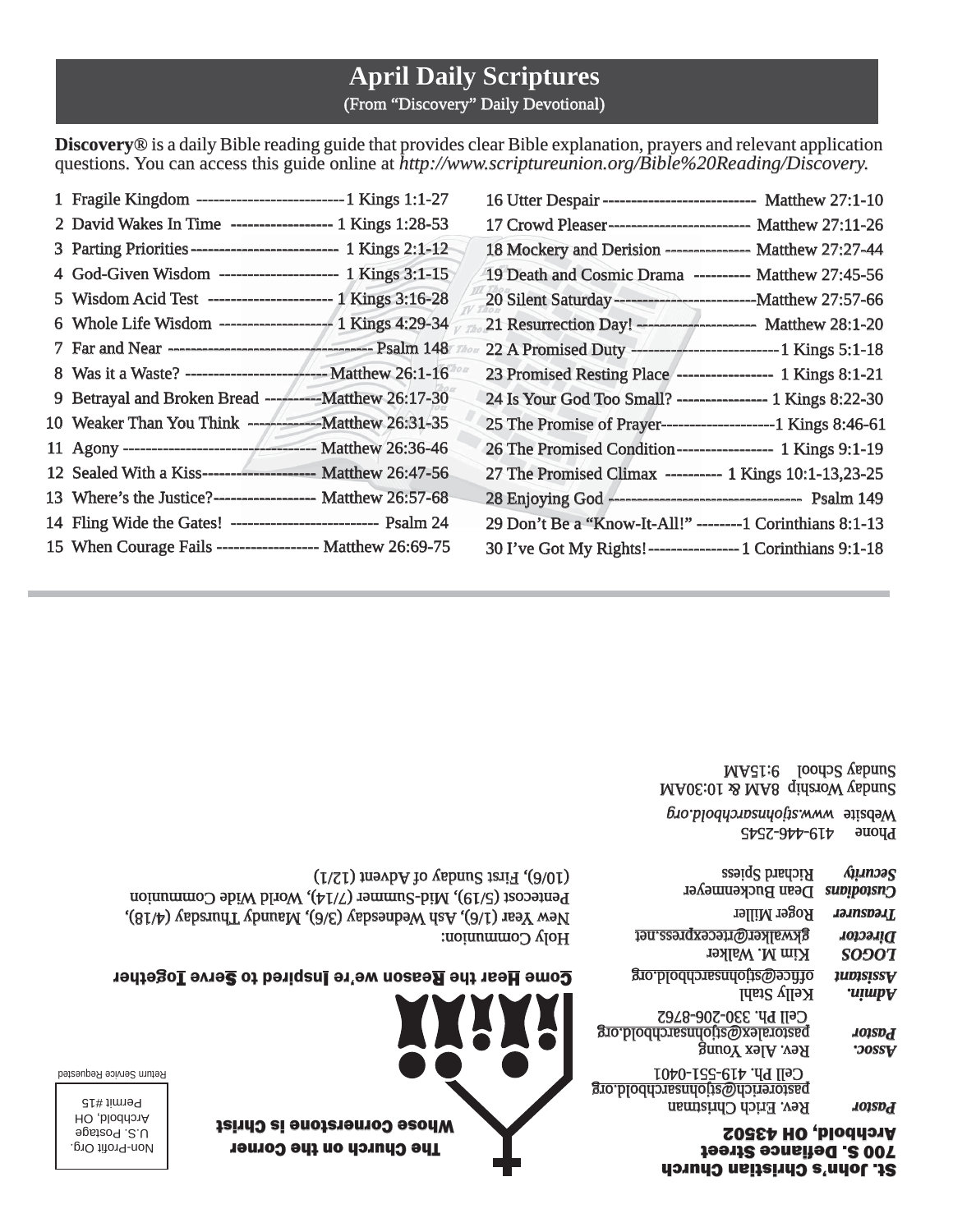# April Daily Scriptures

(From "Discovery" Daily Devotional)

**Discovery®** is a daily Bible reading guide that provides clear Bible explanation, prayers and relevant application questions. You can access this guide online at *http://www.scriptureunion.org/Bible%20Reading/Discovery.*

1 Fragile Kingdom -------------------------- 1 Kings 1:1-27
2 David Wakes In Time ------------------ 1 Kings 1:28-53
3 Parting Priorities -------------------------- 1 Kings 2:1-12
4 God-Given Wisdom --------------------- 1 Kings 3:1-15
5 Wisdom Acid Test ---------------------- 1 Kings 3:16-28
6 Whole Life Wisdom -------------------- 1 Kings 4:29-34
7 Far and Near ------------------------------------ Psalm 148
8 Was it a Waste? -------------------------- Matthew 26:1-16
9 Betrayal and Broken Bread ---------- Matthew 26:17-30
10 Weaker Than You Think ------------- Matthew 26:31-35
11 Agony ---------------------------------- Matthew 26:36-46
12 Sealed With a Kiss-------------------- Matthew 26:47-56
13 Where's the Justice?------------------ Matthew 26:57-68
14 Fling Wide the Gates! -------------------------- Psalm 24
15 When Courage Fails ------------------ Matthew 26:69-75
16 Utter Despair --------------------------- Matthew 27:1-10
17 Crowd Pleaser------------------------- Matthew 27:11-26
18 Mockery and Derision --------------- Matthew 27:27-44
19 Death and Cosmic Drama ---------- Matthew 27:45-56
20 Silent Saturday -------------------------Matthew 27:57-66
21 Resurrection Day! --------------------- Matthew 28:1-20
22 A Promised Duty ---------------------------1 Kings 5:1-18
23 Promised Resting Place ----------------- 1 Kings 8:1-21
24 Is Your God Too Small? ---------------- 1 Kings 8:22-30
25 The Promise of Prayer--------------------1 Kings 8:46-61
26 The Promised Condition----------------- 1 Kings 9:1-19
27 The Promised Climax ---------- 1 Kings 10:1-13,23-25
28 Enjoying God ---------------------------------- Psalm 149
29 Don't Be a "Know-It-All!" --------1 Corinthians 8:1-13
30 I've Got My Rights!----------------1 Corinthians 9:1-18

---

**St. John's Christian Church**
**700 S. Defiance Street**
**Archbold, OH 43502**

**The Church on the Corner**
**Whose Cornerstone is Christ**

Non-Profit Org.
U.S. Postage
Archbold, OH
Permit #15

Return Service Requested

*Pastor* Rev. Erich Christman
pastorerich@stjohnsarchbold.org
Cell Ph. 419-551-0401

*Assoc. Pastor* Rev. Alex Young
pastoralex@stjohnsarchbold.org
Cell Ph. 330-206-8762

*Admin. Assistant* Kelly Stahl
office@stjohnsarchbold.org

*LOGOS Director* Kim M. Walker
gkwalker@rtecexpress.net

*Treasurer* Roger Miller

*Custodians* Dean Buckenmeyer

*Security* Richard Spiess

Phone 419-446-2545

Website *www.stjohnsarchbold.org*

Sunday Worship 8AM & 10:30AM

Sunday School 9:15AM

**Come Hear the Reason we're Inspired to Serve Together**

Holy Communion:
New Year (1/6), Ash Wednesday (3/6), Maundy Thursday (4/18), Pentecost (5/19), Mid-Summer (7/14), World Wide Communion (10/6), First Sunday of Advent (12/1)